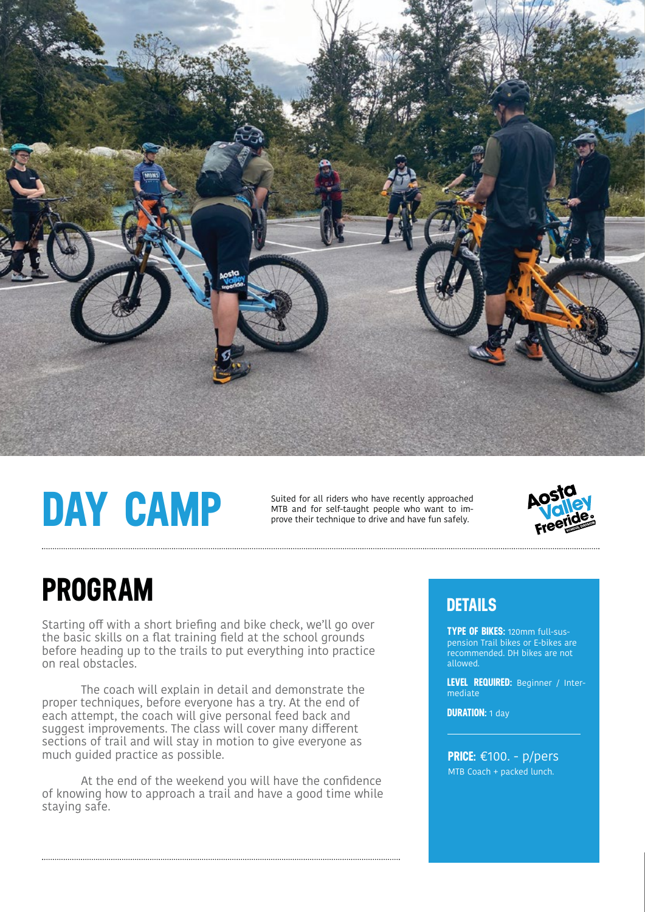# DAY CAMP

Suited for all riders who have recently approached MTB and for self-taught people who want to improve their technique to drive and have fun safely.

## PROGRAM

Starting off with a short briefing and bike check, we'll go over the basic skills on a flat training field at the school grounds before heading up to the trails to put everything into practice on real obstacles.

The coach will explain in detail and demonstrate the proper techniques, before everyone has a try. At the end of each attempt, the coach will give personal feed back and suggest improvements. The class will cover many different sections of trail and will stay in motion to give everyone as much guided practice as possible.

At the end of the weekend you will have the confidence of knowing how to approach a trail and have a good time while staying safe.

## DETAILS

**TYPE OF BIKES:** 120mm full-suspension Trail bikes or E-bikes are recommended. DH bikes are not allowed.

**LEVEL REQUIRED:** Beginner / Intermediate

**DURATION:** 1 day

**PRICE:** €100. - p/pers
MTB Coach + packed lunch.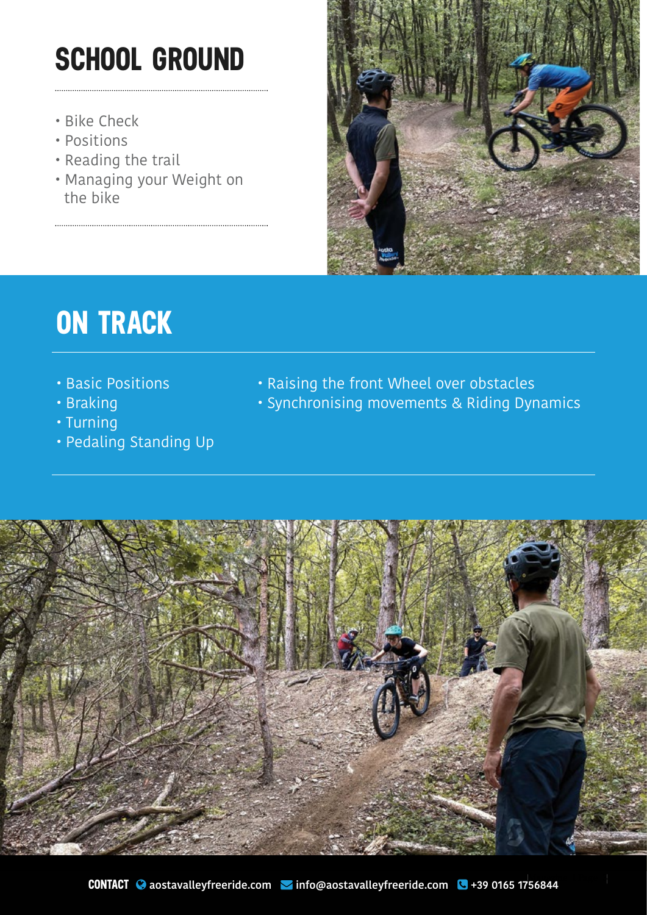# SCHOOL GROUND

- Bike Check
- Positions
- Reading the trail
- Managing your Weight on the bike

# ON TRACK

- Basic Positions
- Braking
- Turning
- Pedaling Standing Up
- Raising the front Wheel over obstacles
- Synchronising movements & Riding Dynamics

**CONTACT** aostavalleyfreeride.com info@aostavalleyfreeride.com +39 0165 1756844